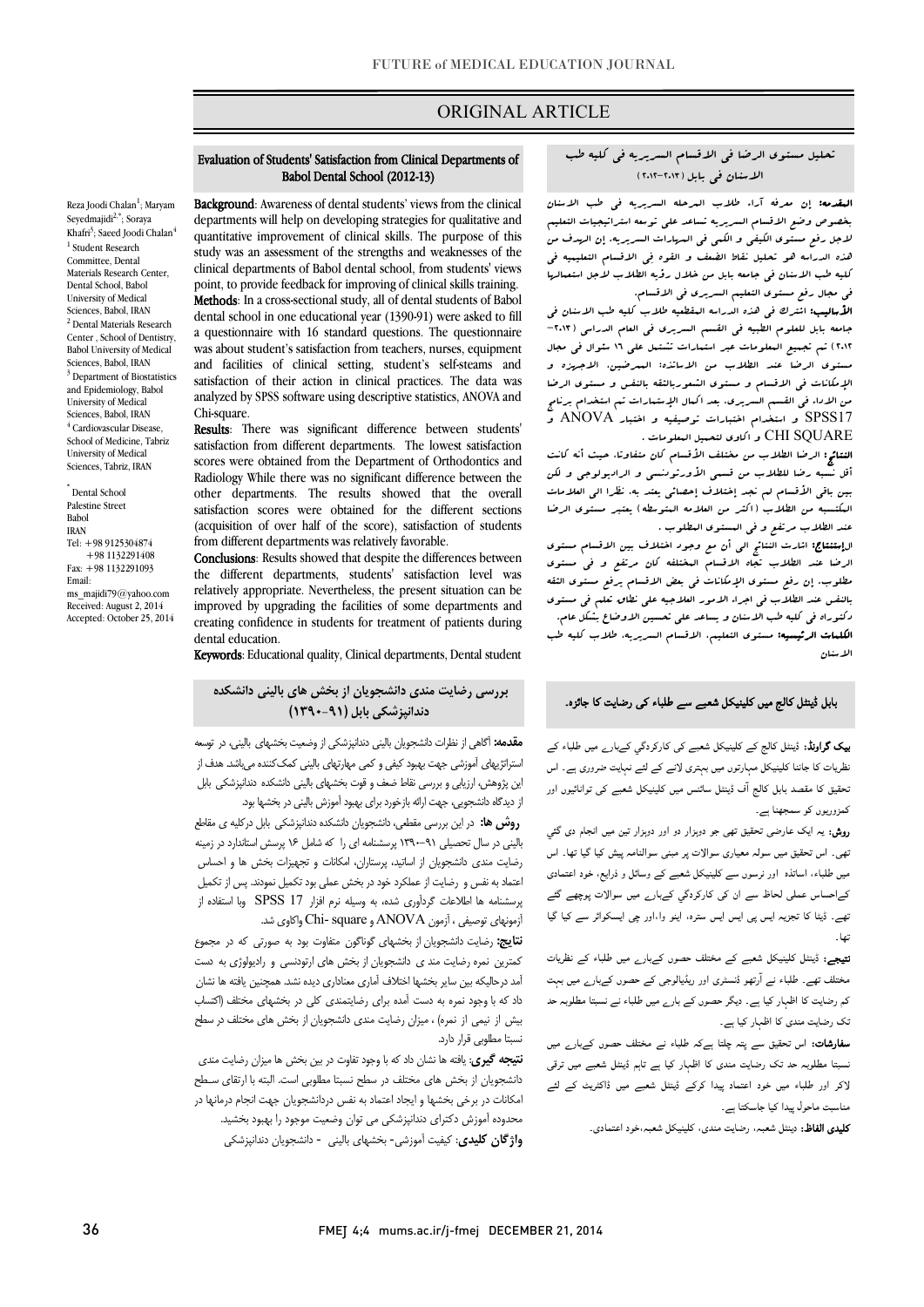ORIGINAL ARTICLE

# Evaluation of Students' Satisfaction from Clinical Departments of Babol Dental School (2012-13)

Reza Joodi Chalan[1]; Maryam Seyedmajidi[2,*]; Soraya Khafri[3]; Saeed Joodi Chalan[4]

[1] Student Research Committee, Dental Materials Research Center, Dental School, Babol University of Medical Sciences, Babol, IRAN

[2] Dental Materials Research Center, School of Dentistry, Babol University of Medical Sciences, Babol, IRAN

[3] Department of Biostatistics and Epidemiology, Babol University of Medical Sciences, Babol, IRAN

[4] Cardiovascular Disease, School of Medicine, Tabriz University of Medical Sciences, Tabriz, IRAN

[*] Dental School
Palestine Street
Babol
IRAN
Tel: +98 9125304874
+98 1132291408
Fax: +98 1132291093
Email:
ms_majidi79@yahoo.com
Received: August 2, 2014
Accepted: October 25, 2014

**Background**: Awareness of dental students' views from the clinical departments will help on developing strategies for qualitative and quantitative improvement of clinical skills. The purpose of this study was an assessment of the strengths and weaknesses of the clinical departments of Babol dental school, from students' views point, to provide feedback for improving of clinical skills training.

**Methods**: In a cross-sectional study, all of dental students of Babol dental school in one educational year (1390-91) were asked to fill a questionnaire with 16 standard questions. The questionnaire was about student's satisfaction from teachers, nurses, equipment and facilities of clinical setting, student's self-steams and satisfaction of their action in clinical practices. The data was analyzed by SPSS software using descriptive statistics, ANOVA and Chi-square.

**Results**: There was significant difference between students' satisfaction from different departments. The lowest satisfaction scores were obtained from the Department of Orthodontics and Radiology While there was no significant difference between the other departments. The results showed that the overall satisfaction scores were obtained for the different sections (acquisition of over half of the score), satisfaction of students from different departments was relatively favorable.

**Conclusions**: Results showed that despite the differences between the different departments, students' satisfaction level was relatively appropriate. Nevertheless, the present situation can be improved by upgrading the facilities of some departments and creating confidence in students for treatment of patients during dental education.

**Keywords**: Educational quality, Clinical departments, Dental student

## تحليل مستوى الرضا في الاقسام السريريه في كليه طب الاسنان في بابل (٢٠١٣-٢٠١٢)

**المقدمه:** إن معرفه آراء طلاب المرحله السريريه في طب الاسنان بخصوص وضع الاقسام السريريه تساعد على توسعه استراتيجيات التعليم لاجل رفع مستوى الكيفي و الكمي في المهارات السريريه. إن الهدف من هذه الدراسه هو تحليل نقاط الضعف و القوه في الاقسام التعليميه في كليه طب الاسنان في جامعه بابل من خلال رؤيه الطلاب لاجل استعمالها في مجال رفع مستوى التعليم السريري في الاقسام.

**الأساليب:** اشترك في هذه الدراسه المقطعيه طلاب كليه طب الاسنان في جامعه بابل للعلوم الطبيه في القسم السريري في العام الدراسي (٢٠١٣-٢٠١٢) تم تجميع المعلومات عبر استمارات تشتمل على ١٦ سؤال في مجال مستوى الرضا عند الطلاب من الاساتذه، الممرضين، الاجهزه و الإمكانات في الاقسام و مستوى الشعوربالثقه بالنفس و مستوى الرضا من الاداء في القسم السريري. بعد اكمال الإستمارات تم استخدام برنامج SPSS17 و استخدام اختبارات توصيفيه و اختبار ANOVA و CHI SQUARE و اكوى لتحليل المعلومات.

**النتائج:** الرضا الطلاب من مختلف الاقسام كان متفاوتا. حيث أنه كانت أقل نسبه رضا للطلاب من قسمي الأورتودنسي و الراديولوجي و لكن بين باقي الاقسام لم تجد إختلاف إحصائي يعتد به. نظرا الى العلامات المكتسبه من الطلاب (اكثر من العلامه المتوسطه) يعتبر مستوى الرضا عند الطلاب مرتفع و في المستوى المطلوب.

**الإستنتاج:** اشارت النتائج الى أن مع وجود اختلاف بين الاقسام مستوى الرضا عند الطلاب تجاه الاقسام المختلفه كان مرتفع و في مستوى مطلوب. إن رفع مستوى الإمكانات في بعض الاقسام يرفع مستوى الثقه بالنفس عند الطلاب في اجراء الامور العلاجيه على نظاق علمي و في مستوى دكتوراه في كليه طب الاسنان و يساعد على تحسين الاوضاع بشكل عام.

**الكلمات الرئيسيه:** مستوى التعليم، الاقسام السريريه، طلاب كليه طب الاسنان

## بررسی رضایت مندی دانشجویان از بخش های بالینی دانشکده دندانپزشکی بابل (۹۱-۱۳۹۰)

**مقدمه:** آگاهی از نظرات دانشجویان بالینی دندانپزشکی از وضعیت بخشهای بالینی، در توسعه استراتژیهای آموزشی جهت بهبود کیفی و کمی مهارتهای بالینی کمک‌کننده می‌باشد. هدف از این پژوهش، ارزیابی و بررسی نقاط ضعف و قوت بخشهای بالینی دانشکده دندانپزشکی بابل از دیدگاه دانشجویی، جهت ارائه بازخورد برای بهبود آموزش بالینی در بخشها بود.

**روش ها:** در این بررسی مقطعی، دانشجویان دانشکده دندانپزشکی بابل درکلیه ی مقاطع بالینی در سال تحصیلی ۹۱-۱۳۹۰ پرسشنامه ای را که شامل ۱۶ پرسش استاندارد در زمینه رضایت مندی دانشجویان از اساتید، پرستاران، امکانات و تجهیزات بخش ها و احساس اعتماد به نفس و رضایت از عملکرد خود در بخش عملی بود تکمیل نمودند. پس از تکمیل پرسشنامه ها اطلاعات گردآوری شده، به وسیله نرم افزار SPSS 17 وبا استفاده از آزمونهای توصیفی ، آزمون ANOVA و Chi- square واکاوی شد.

**نتایج:** رضایت دانشجویان از بخشهای گوناگون متفاوت بود به صورتی که در مجموع کمترین نمره رضایت مند ی دانشجویان از بخش های ارتودنسی و رادیولوژی به دست آمد درحالیکه بین سایر بخشها اختلاف آماری معناداری دیده نشد. همچنین یافته ها نشان داد که با توجه نمره به دست آمده برای رضایتمندی کلی در بخشهای مختلف (اکتساب بیش از نیمی از نمره) ، میزان رضایت مندی دانشجویان از بخش های مختلف در سطح نسبتا مطلوبی قرار دارد.

**نتیجه گیری:** یافته ها نشان داد که با وجود تفاوت در بین بخش ها میزان رضایت مندی دانشجویان از بخش های مختلف در سطح نسبتا مطلوبی است. البته با ارتقای سطح امکانات در برخی بخشها و ایجاد اعتماد به نفس دردانشجویان جهت انجام درمانها در محدوده آموزش دکترای دندانپزشکی می توان وضعیت موجود را بهبود بخشید.

**واژگان کلیدی:** کیفیت آموزشی- بخشهای بالینی - دانشجویان دندانپزشکی

## بابل ڈینٹل کالج میں کلینیکل شعبے سے طلباء کی رضایت کا جائزہ۔

**بیک گراونڈ:** ڈینٹل کالج کے کلینیکل شعبے کی کارکردگي کےبارے میں طلباء کے نظریات کا جاننا کلینیکل مہارتوں میں بہتری لانے کے لئے نہایت ضروری ہے۔ اس تحقیق کا مقصد بابل کالج آف ڈینٹل سائنس میں کلینیکل شعبے کی توانائیوں اور کمزوریوں کو سمجھنا ہے۔

**روش:** یہ ایک عارضی تحقیق تھی جو دوہزار دو اور دوہزار تین میں انجام دی گئي تھی۔ اس تحقیق میں سولہ معیاری سوالات پر مبنی سوالنامہ پیش کیا گيا تھا۔ اس میں طلباء، اساتذہ اور نرسوں سے کلینیکل شعبے کے وسائل و ذرایع، خود اعتمادی کےاحساس عملی لحاظ سے ان کی کارکردگي کےبارے میں سوالات پوچھے گئے تھے۔ ڈیٹا کا تجزیہ ایس پی ایس ایس سترہ، اینو وا،اور چی ایسکوائر سے کیا گيا تھا۔

**نتیجے:** ڈینٹل کلینیکل شعبے کے مختلف حصوں کےبارے میں طلباء کے نظریات مختلف تھے۔ طلباء نے آرتھو ڈنسٹری اور ریڈیالوجی کے حصوں کےبارے میں بہت کم رضایت کا اظہار کیا ہے۔ دیگر حصوں کے بارے میں طلباء نے نسبتا مطلوبہ حد تک رضایت مندی کا اظہار کیا ہے۔

**سفارشات:** اس تحقیق سے پتہ چلتا ہےکہ طلباء نے مختلف حصوں کےبارے میں نسبتا مطلوبہ حد تک رضایت مندی کا اظہار کیا ہے تاہم ڈینٹل شعبے میں ترقی لاکر اور طلباء میں خود اعتماد پیدا کرکے ڈینٹل شعبے میں ڈاکٹریٹ کے لئے مناسبت ماحول پیدا کیا جاسکتا ہے۔

**کلیدی الفاظ:** ڈینٹل شعبہ، رضایت مندی، کلینیکل شعبہ،خود اعتمادی۔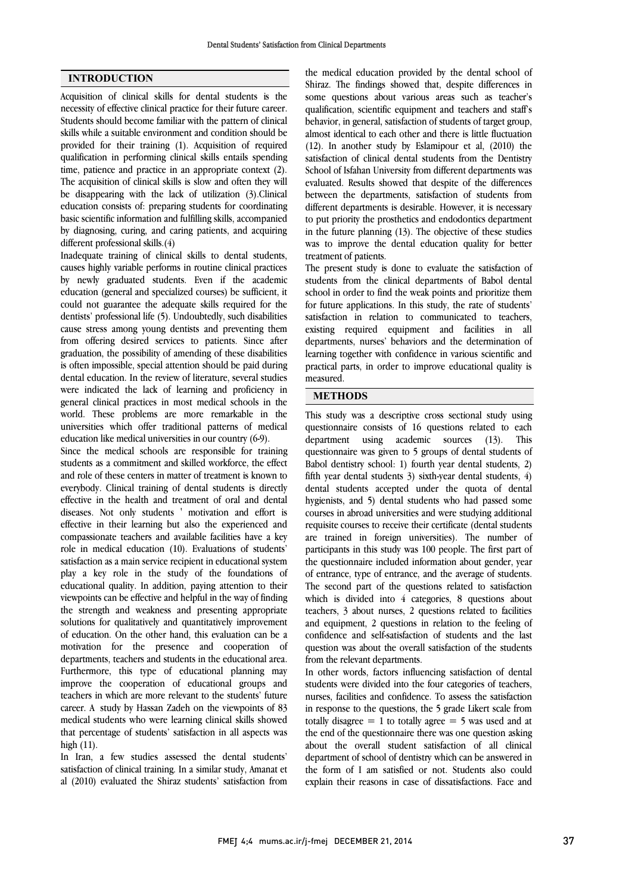## INTRODUCTION

Acquisition of clinical skills for dental students is the necessity of effective clinical practice for their future career. Students should become familiar with the pattern of clinical skills while a suitable environment and condition should be provided for their training (1). Acquisition of required qualification in performing clinical skills entails spending time, patience and practice in an appropriate context (2). The acquisition of clinical skills is slow and often they will be disappearing with the lack of utilization (3).Clinical education consists of: preparing students for coordinating basic scientific information and fulfilling skills, accompanied by diagnosing, curing, and caring patients, and acquiring different professional skills.(4)

Inadequate training of clinical skills to dental students, causes highly variable performs in routine clinical practices by newly graduated students. Even if the academic education (general and specialized courses) be sufficient, it could not guarantee the adequate skills required for the dentists' professional life (5). Undoubtedly, such disabilities cause stress among young dentists and preventing them from offering desired services to patients. Since after graduation, the possibility of amending of these disabilities is often impossible, special attention should be paid during dental education. In the review of literature, several studies were indicated the lack of learning and proficiency in general clinical practices in most medical schools in the world. These problems are more remarkable in the universities which offer traditional patterns of medical education like medical universities in our country (6-9).

Since the medical schools are responsible for training students as a commitment and skilled workforce, the effect and role of these centers in matter of treatment is known to everybody. Clinical training of dental students is directly effective in the health and treatment of oral and dental diseases. Not only students ' motivation and effort is effective in their learning but also the experienced and compassionate teachers and available facilities have a key role in medical education (10). Evaluations of students' satisfaction as a main service recipient in educational system play a key role in the study of the foundations of educational quality. In addition, paying attention to their viewpoints can be effective and helpful in the way of finding the strength and weakness and presenting appropriate solutions for qualitatively and quantitatively improvement of education. On the other hand, this evaluation can be a motivation for the presence and cooperation of departments, teachers and students in the educational area. Furthermore, this type of educational planning may improve the cooperation of educational groups and teachers in which are more relevant to the students' future career. A study by Hassan Zadeh on the viewpoints of 83 medical students who were learning clinical skills showed that percentage of students' satisfaction in all aspects was high (11).

In Iran, a few studies assessed the dental students' satisfaction of clinical training. In a similar study, Amanat et al (2010) evaluated the Shiraz students' satisfaction from the medical education provided by the dental school of Shiraz. The findings showed that, despite differences in some questions about various areas such as teacher's qualification, scientific equipment and teachers and staff's behavior, in general, satisfaction of students of target group, almost identical to each other and there is little fluctuation (12). In another study by Eslamipour et al, (2010) the satisfaction of clinical dental students from the Dentistry School of Isfahan University from different departments was evaluated. Results showed that despite of the differences between the departments, satisfaction of students from different departments is desirable. However, it is necessary to put priority the prosthetics and endodontics department in the future planning (13). The objective of these studies was to improve the dental education quality for better treatment of patients.

The present study is done to evaluate the satisfaction of students from the clinical departments of Babol dental school in order to find the weak points and prioritize them for future applications. In this study, the rate of students' satisfaction in relation to communicated to teachers, existing required equipment and facilities in all departments, nurses' behaviors and the determination of learning together with confidence in various scientific and practical parts, in order to improve educational quality is measured.

## METHODS

This study was a descriptive cross sectional study using questionnaire consists of 16 questions related to each department using academic sources (13). This questionnaire was given to 5 groups of dental students of Babol dentistry school: 1) fourth year dental students, 2) fifth year dental students 3) sixth-year dental students, 4) dental students accepted under the quota of dental hygienists, and 5) dental students who had passed some courses in abroad universities and were studying additional requisite courses to receive their certificate (dental students are trained in foreign universities). The number of participants in this study was 100 people. The first part of the questionnaire included information about gender, year of entrance, type of entrance, and the average of students. The second part of the questions related to satisfaction which is divided into 4 categories, 8 questions about teachers, 3 about nurses, 2 questions related to facilities and equipment, 2 questions in relation to the feeling of confidence and self-satisfaction of students and the last question was about the overall satisfaction of the students from the relevant departments.

In other words, factors influencing satisfaction of dental students were divided into the four categories of teachers, nurses, facilities and confidence. To assess the satisfaction in response to the questions, the 5 grade Likert scale from totally disagree = 1 to totally agree = 5 was used and at the end of the questionnaire there was one question asking about the overall student satisfaction of all clinical department of school of dentistry which can be answered in the form of I am satisfied or not. Students also could explain their reasons in case of dissatisfactions. Face and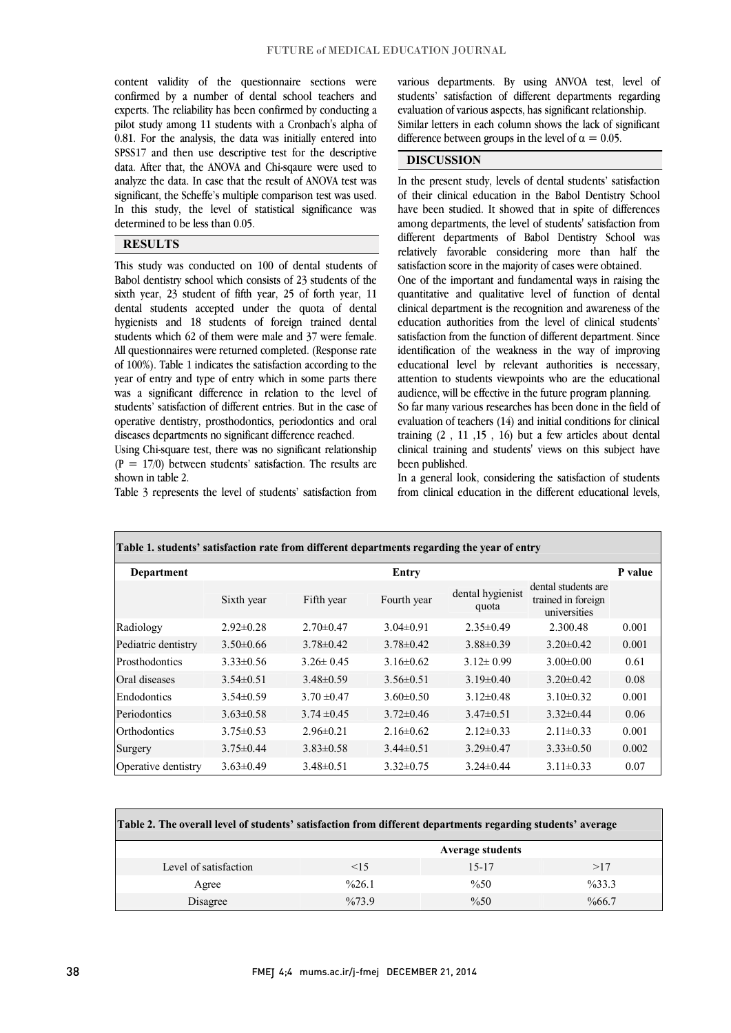content validity of the questionnaire sections were confirmed by a number of dental school teachers and experts. The reliability has been confirmed by conducting a pilot study among 11 students with a Cronbach's alpha of 0.81. For the analysis, the data was initially entered into SPSS17 and then use descriptive test for the descriptive data. After that, the ANOVA and Chi-sqaure were used to analyze the data. In case that the result of ANOVA test was significant, the Scheffe's multiple comparison test was used. In this study, the level of statistical significance was determined to be less than 0.05.

## RESULTS

This study was conducted on 100 of dental students of Babol dentistry school which consists of 23 students of the sixth year, 23 student of fifth year, 25 of forth year, 11 dental students accepted under the quota of dental hygienists and 18 students of foreign trained dental students which 62 of them were male and 37 were female. All questionnaires were returned completed. (Response rate of 100%). Table 1 indicates the satisfaction according to the year of entry and type of entry which in some parts there was a significant difference in relation to the level of students' satisfaction of different entries. But in the case of operative dentistry, prosthodontics, periodontics and oral diseases departments no significant difference reached.

Using Chi-square test, there was no significant relationship (P = 17/0) between students' satisfaction. The results are shown in table 2.

Table 3 represents the level of students' satisfaction from various departments. By using ANVOA test, level of students' satisfaction of different departments regarding evaluation of various aspects, has significant relationship.

Similar letters in each column shows the lack of significant difference between groups in the level of $\alpha = 0.05$.

## DISCUSSION

In the present study, levels of dental students' satisfaction of their clinical education in the Babol Dentistry School have been studied. It showed that in spite of differences among departments, the level of students' satisfaction from different departments of Babol Dentistry School was relatively favorable considering more than half the satisfaction score in the majority of cases were obtained.

One of the important and fundamental ways in raising the quantitative and qualitative level of function of dental clinical department is the recognition and awareness of the education authorities from the level of clinical students' satisfaction from the function of different department. Since identification of the weakness in the way of improving educational level by relevant authorities is necessary, attention to students viewpoints who are the educational audience, will be effective in the future program planning.

So far many various researches has been done in the field of evaluation of teachers (14) and initial conditions for clinical training (2 , 11 ,15 , 16) but a few articles about dental clinical training and students' views on this subject have been published.

In a general look, considering the satisfaction of students from clinical education in the different educational levels,

**Table 1. students' satisfaction rate from different departments regarding the year of entry**

| Department | Entry | | | | | P value |
|---|---|---|---|---|---|---|
| | Sixth year | Fifth year | Fourth year | dental hygienist quota | dental students are trained in foreign universities | |
| Radiology | 2.92±0.28 | 2.70±0.47 | 3.04±0.91 | 2.35±0.49 | 2.300.48 | 0.001 |
| Pediatric dentistry | 3.50±0.66 | 3.78±0.42 | 3.78±0.42 | 3.88±0.39 | 3.20±0.42 | 0.001 |
| Prosthodontics | 3.33±0.56 | 3.26± 0.45 | 3.16±0.62 | 3.12± 0.99 | 3.00±0.00 | 0.61 |
| Oral diseases | 3.54±0.51 | 3.48±0.59 | 3.56±0.51 | 3.19±0.40 | 3.20±0.42 | 0.08 |
| Endodontics | 3.54±0.59 | 3.70 ±0.47 | 3.60±0.50 | 3.12±0.48 | 3.10±0.32 | 0.001 |
| Periodontics | 3.63±0.58 | 3.74 ±0.45 | 3.72±0.46 | 3.47±0.51 | 3.32±0.44 | 0.06 |
| Orthodontics | 3.75±0.53 | 2.96±0.21 | 2.16±0.62 | 2.12±0.33 | 2.11±0.33 | 0.001 |
| Surgery | 3.75±0.44 | 3.83±0.58 | 3.44±0.51 | 3.29±0.47 | 3.33±0.50 | 0.002 |
| Operative dentistry | 3.63±0.49 | 3.48±0.51 | 3.32±0.75 | 3.24±0.44 | 3.11±0.33 | 0.07 |

**Table 2. The overall level of students' satisfaction from different departments regarding students' average**

| | Average students | | |
|---|---|---|---|
| Level of satisfaction | <15 | 15-17 | >17 |
| Agree | %26.1 | %50 | %33.3 |
| Disagree | %73.9 | %50 | %66.7 |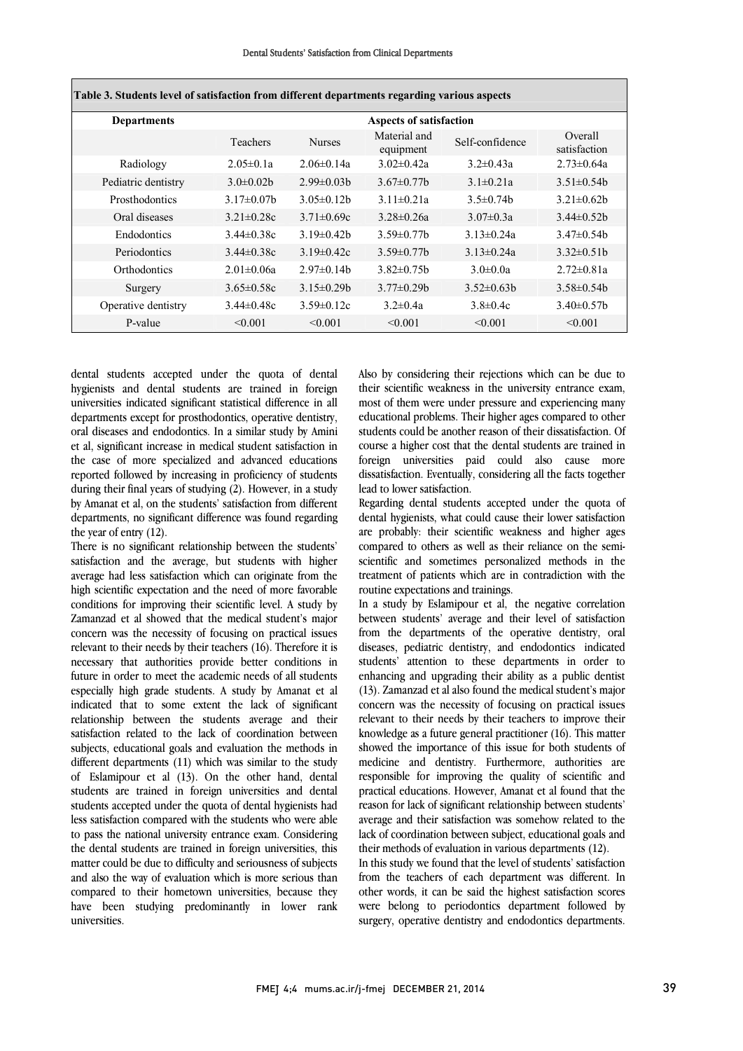**Table 3. Students level of satisfaction from different departments regarding various aspects**

| Departments | Aspects of satisfaction | | | | |
|---|---|---|---|---|---|
| | Teachers | Nurses | Material and equipment | Self-confidence | Overall satisfaction |
| Radiology | 2.05±0.1a | 2.06±0.14a | 3.02±0.42a | 3.2±0.43a | 2.73±0.64a |
| Pediatric dentistry | 3.0±0.02b | 2.99±0.03b | 3.67±0.77b | 3.1±0.21a | 3.51±0.54b |
| Prosthodontics | 3.17±0.07b | 3.05±0.12b | 3.11±0.21a | 3.5±0.74b | 3.21±0.62b |
| Oral diseases | 3.21±0.28c | 3.71±0.69c | 3.28±0.26a | 3.07±0.3a | 3.44±0.52b |
| Endodontics | 3.44±0.38c | 3.19±0.42b | 3.59±0.77b | 3.13±0.24a | 3.47±0.54b |
| Periodontics | 3.44±0.38c | 3.19±0.42c | 3.59±0.77b | 3.13±0.24a | 3.32±0.51b |
| Orthodontics | 2.01±0.06a | 2.97±0.14b | 3.82±0.75b | 3.0±0.0a | 2.72±0.81a |
| Surgery | 3.65±0.58c | 3.15±0.29b | 3.77±0.29b | 3.52±0.63b | 3.58±0.54b |
| Operative dentistry | 3.44±0.48c | 3.59±0.12c | 3.2±0.4a | 3.8±0.4c | 3.40±0.57b |
| P-value | <0.001 | <0.001 | <0.001 | <0.001 | <0.001 |

dental students accepted under the quota of dental hygienists and dental students are trained in foreign universities indicated significant statistical difference in all departments except for prosthodontics, operative dentistry, oral diseases and endodontics. In a similar study by Amini et al, significant increase in medical student satisfaction in the case of more specialized and advanced educations reported followed by increasing in proficiency of students during their final years of studying (2). However, in a study by Amanat et al, on the students' satisfaction from different departments, no significant difference was found regarding the year of entry (12).

There is no significant relationship between the students' satisfaction and the average, but students with higher average had less satisfaction which can originate from the high scientific expectation and the need of more favorable conditions for improving their scientific level. A study by Zamanzad et al showed that the medical student's major concern was the necessity of focusing on practical issues relevant to their needs by their teachers (16). Therefore it is necessary that authorities provide better conditions in future in order to meet the academic needs of all students especially high grade students. A study by Amanat et al indicated that to some extent the lack of significant relationship between the students average and their satisfaction related to the lack of coordination between subjects, educational goals and evaluation the methods in different departments (11) which was similar to the study of Eslamipour et al (13). On the other hand, dental students are trained in foreign universities and dental students accepted under the quota of dental hygienists had less satisfaction compared with the students who were able to pass the national university entrance exam. Considering the dental students are trained in foreign universities, this matter could be due to difficulty and seriousness of subjects and also the way of evaluation which is more serious than compared to their hometown universities, because they have been studying predominantly in lower rank universities.

Also by considering their rejections which can be due to their scientific weakness in the university entrance exam, most of them were under pressure and experiencing many educational problems. Their higher ages compared to other students could be another reason of their dissatisfaction. Of course a higher cost that the dental students are trained in foreign universities paid could also cause more dissatisfaction. Eventually, considering all the facts together lead to lower satisfaction.

Regarding dental students accepted under the quota of dental hygienists, what could cause their lower satisfaction are probably: their scientific weakness and higher ages compared to others as well as their reliance on the semi-scientific and sometimes personalized methods in the treatment of patients which are in contradiction with the routine expectations and trainings.

In a study by Eslamipour et al, the negative correlation between students' average and their level of satisfaction from the departments of the operative dentistry, oral diseases, pediatric dentistry, and endodontics indicated students' attention to these departments in order to enhancing and upgrading their ability as a public dentist (13). Zamanzad et al also found the medical student's major concern was the necessity of focusing on practical issues relevant to their needs by their teachers to improve their knowledge as a future general practitioner (16). This matter showed the importance of this issue for both students of medicine and dentistry. Furthermore, authorities are responsible for improving the quality of scientific and practical educations. However, Amanat et al found that the reason for lack of significant relationship between students' average and their satisfaction was somehow related to the lack of coordination between subject, educational goals and their methods of evaluation in various departments (12).

In this study we found that the level of students' satisfaction from the teachers of each department was different. In other words, it can be said the highest satisfaction scores were belong to periodontics department followed by surgery, operative dentistry and endodontics departments.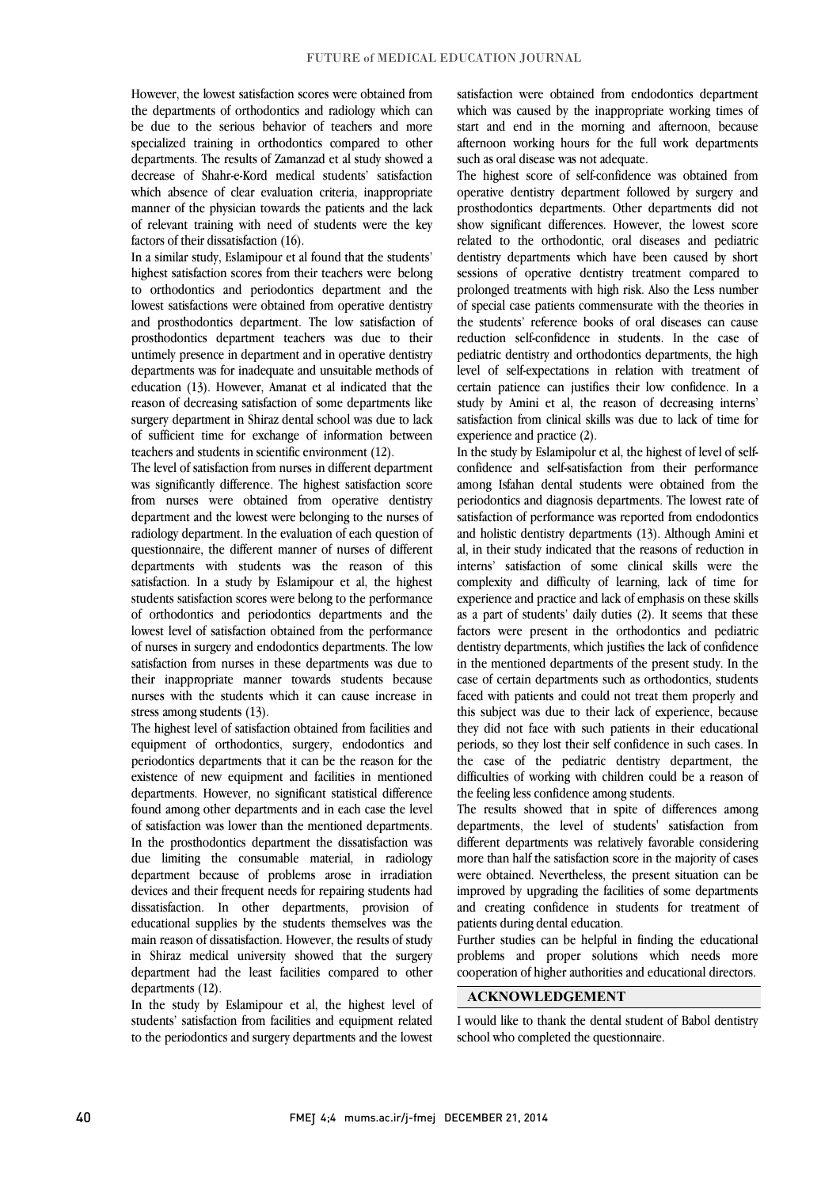However, the lowest satisfaction scores were obtained from the departments of orthodontics and radiology which can be due to the serious behavior of teachers and more specialized training in orthodontics compared to other departments. The results of Zamanzad et al study showed a decrease of Shahr-e-Kord medical students' satisfaction which absence of clear evaluation criteria, inappropriate manner of the physician towards the patients and the lack of relevant training with need of students were the key factors of their dissatisfaction (16).

In a similar study, Eslamipour et al found that the students' highest satisfaction scores from their teachers were belong to orthodontics and periodontics department and the lowest satisfactions were obtained from operative dentistry and prosthodontics department. The low satisfaction of prosthodontics department teachers was due to their untimely presence in department and in operative dentistry departments was for inadequate and unsuitable methods of education (13). However, Amanat et al indicated that the reason of decreasing satisfaction of some departments like surgery department in Shiraz dental school was due to lack of sufficient time for exchange of information between teachers and students in scientific environment (12).

The level of satisfaction from nurses in different department was significantly difference. The highest satisfaction score from nurses were obtained from operative dentistry department and the lowest were belonging to the nurses of radiology department. In the evaluation of each question of questionnaire, the different manner of nurses of different departments with students was the reason of this satisfaction. In a study by Eslamipour et al, the highest students satisfaction scores were belong to the performance of orthodontics and periodontics departments and the lowest level of satisfaction obtained from the performance of nurses in surgery and endodontics departments. The low satisfaction from nurses in these departments was due to their inappropriate manner towards students because nurses with the students which it can cause increase in stress among students (13).

The highest level of satisfaction obtained from facilities and equipment of orthodontics, surgery, endodontics and periodontics departments that it can be the reason for the existence of new equipment and facilities in mentioned departments. However, no significant statistical difference found among other departments and in each case the level of satisfaction was lower than the mentioned departments. In the prosthodontics department the dissatisfaction was due limiting the consumable material, in radiology department because of problems arose in irradiation devices and their frequent needs for repairing students had dissatisfaction. In other departments, provision of educational supplies by the students themselves was the main reason of dissatisfaction. However, the results of study in Shiraz medical university showed that the surgery department had the least facilities compared to other departments (12).

In the study by Eslamipour et al, the highest level of students' satisfaction from facilities and equipment related to the periodontics and surgery departments and the lowest satisfaction were obtained from endodontics department which was caused by the inappropriate working times of start and end in the morning and afternoon, because afternoon working hours for the full work departments such as oral disease was not adequate.

The highest score of self-confidence was obtained from operative dentistry department followed by surgery and prosthodontics departments. Other departments did not show significant differences. However, the lowest score related to the orthodontic, oral diseases and pediatric dentistry departments which have been caused by short sessions of operative dentistry treatment compared to prolonged treatments with high risk. Also the Less number of special case patients commensurate with the theories in the students' reference books of oral diseases can cause reduction self-confidence in students. In the case of pediatric dentistry and orthodontics departments, the high level of self-expectations in relation with treatment of certain patience can justifies their low confidence. In a study by Amini et al, the reason of decreasing interns' satisfaction from clinical skills was due to lack of time for experience and practice (2).

In the study by Eslamipolur et al, the highest of level of self-confidence and self-satisfaction from their performance among Isfahan dental students were obtained from the periodontics and diagnosis departments. The lowest rate of satisfaction of performance was reported from endodontics and holistic dentistry departments (13). Although Amini et al, in their study indicated that the reasons of reduction in interns' satisfaction of some clinical skills were the complexity and difficulty of learning, lack of time for experience and practice and lack of emphasis on these skills as a part of students' daily duties (2). It seems that these factors were present in the orthodontics and pediatric dentistry departments, which justifies the lack of confidence in the mentioned departments of the present study. In the case of certain departments such as orthodontics, students faced with patients and could not treat them properly and this subject was due to their lack of experience, because they did not face with such patients in their educational periods, so they lost their self confidence in such cases. In the case of the pediatric dentistry department, the difficulties of working with children could be a reason of the feeling less confidence among students.

The results showed that in spite of differences among departments, the level of students' satisfaction from different departments was relatively favorable considering more than half the satisfaction score in the majority of cases were obtained. Nevertheless, the present situation can be improved by upgrading the facilities of some departments and creating confidence in students for treatment of patients during dental education.

Further studies can be helpful in finding the educational problems and proper solutions which needs more cooperation of higher authorities and educational directors.

## ACKNOWLEDGEMENT

I would like to thank the dental student of Babol dentistry school who completed the questionnaire.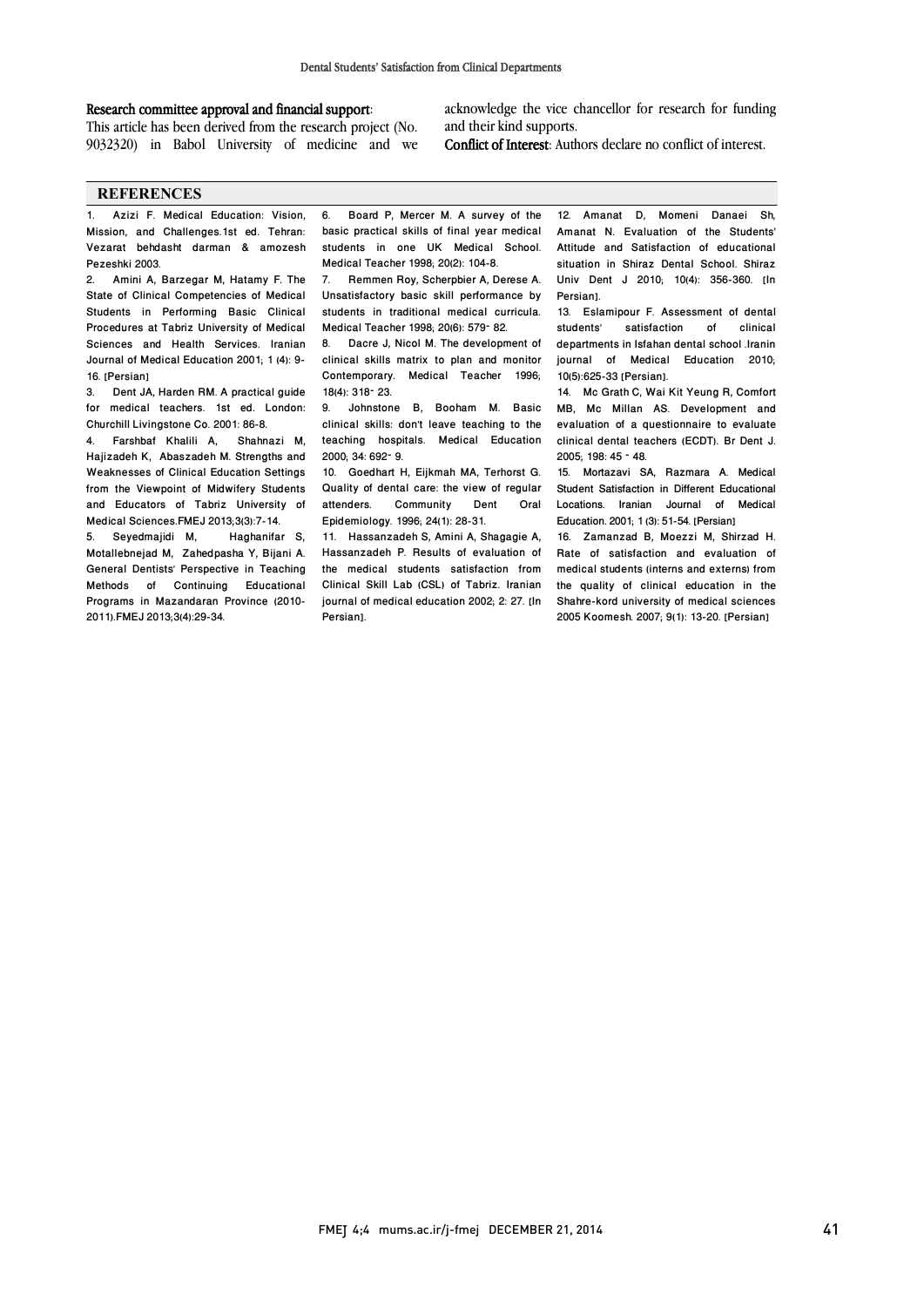**Research committee approval and financial support**: This article has been derived from the research project (No. 9032320) in Babol University of medicine and we acknowledge the vice chancellor for research for funding and their kind supports.

**Conflict of Interest**: Authors declare no conflict of interest.

## REFERENCES

1. Azizi F. Medical Education: Vision, Mission, and Challenges.1st ed. Tehran: Vezarat behdasht darman & amozesh Pezeshki 2003.
2. Amini A, Barzegar M, Hatamy F. The State of Clinical Competencies of Medical Students in Performing Basic Clinical Procedures at Tabriz University of Medical Sciences and Health Services. Iranian Journal of Medical Education 2001; 1 (4): 9-16. [Persian]
3. Dent JA, Harden RM. A practical guide for medical teachers. 1st ed. London: Churchill Livingstone Co. 2001: 86-8.
4. Farshbaf Khalili A, Shahnazi M, Hajizadeh K, Abaszadeh M. Strengths and Weaknesses of Clinical Education Settings from the Viewpoint of Midwifery Students and Educators of Tabriz University of Medical Sciences.FMEJ 2013;3(3):7-14.
5. Seyedmajidi M, Haghanifar S, Motallebnejad M, Zahedpasha Y, Bijani A. General Dentists' Perspective in Teaching Methods of Continuing Educational Programs in Mazandaran Province (2010-2011).FMEJ 2013;3(4):29-34.
6. Board P, Mercer M. A survey of the basic practical skills of final year medical students in one UK Medical School. Medical Teacher 1998; 20(2): 104-8.
7. Remmen Roy, Scherpbier A, Derese A. Unsatisfactory basic skill performance by students in traditional medical curricula. Medical Teacher 1998; 20(6): 579- 82.
8. Dacre J, Nicol M. The development of clinical skills matrix to plan and monitor Contemporary. Medical Teacher 1996; 18(4): 318- 23.
9. Johnstone B, Booham M. Basic clinical skills: don't leave teaching to the teaching hospitals. Medical Education 2000; 34: 692- 9.
10. Goedhart H, Eijkmah MA, Terhorst G. Quality of dental care: the view of regular attenders. Community Dent Oral Epidemiology. 1996; 24(1): 28-31.
11. Hassanzadeh S, Amini A, Shagagie A, Hassanzadeh P. Results of evaluation of the medical students satisfaction from Clinical Skill Lab (CSL) of Tabriz. Iranian journal of medical education 2002; 2: 27. [In Persian].
12. Amanat D, Momeni Danaei Sh, Amanat N. Evaluation of the Students' Attitude and Satisfaction of educational situation in Shiraz Dental School. Shiraz Univ Dent J 2010; 10(4): 356-360. [In Persian].
13. Eslamipour F. Assessment of dental students' satisfaction of clinical departments in Isfahan dental school .Iranin journal of Medical Education 2010; 10(5):625-33 [Persian].
14. Mc Grath C, Wai Kit Yeung R, Comfort MB, Mc Millan AS. Development and evaluation of a questionnaire to evaluate clinical dental teachers (ECDT). Br Dent J. 2005; 198: 45 - 48.
15. Mortazavi SA, Razmara A. Medical Student Satisfaction in Different Educational Locations. Iranian Journal of Medical Education. 2001; 1 (3): 51-54. [Persian]
16. Zamanzad B, Moezzi M, Shirzad H. Rate of satisfaction and evaluation of medical students (interns and externs) from the quality of clinical education in the Shahre-kord university of medical sciences 2005 Koomesh. 2007; 9(1): 13-20. [Persian]